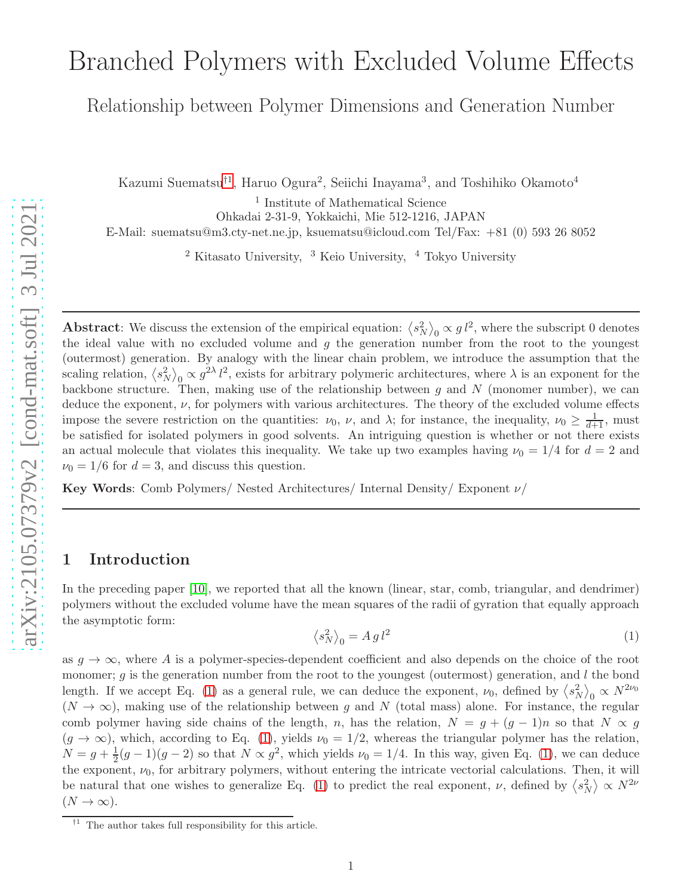# Branched Polymers with Excluded Volume Effects

## Relationship between Polymer Dimensions and Generation Number

Kazumi Suematsu[†1], Haruo Ogura[2], Seiichi Inayama[3], and Toshihiko Okamoto[4]

[1] Institute of Mathematical Science
Ohkadai 2-31-9, Yokkaichi, Mie 512-1216, JAPAN
E-Mail: suematsu@m3.cty-net.ne.jp, ksuematsu@icloud.com Tel/Fax: +81 (0) 593 26 8052

[2] Kitasato University, [3] Keio University, [4] Tokyo University

---

**Abstract**: We discuss the extension of the empirical equation: $\left\langle s_N^2\right\rangle_0 \propto g\, l^2$, where the subscript 0 denotes the ideal value with no excluded volume and $g$ the generation number from the root to the youngest (outermost) generation. By analogy with the linear chain problem, we introduce the assumption that the scaling relation, $\left\langle s_N^2\right\rangle_0 \propto g^{2\lambda}\, l^2$, exists for arbitrary polymeric architectures, where $\lambda$ is an exponent for the backbone structure. Then, making use of the relationship between $g$ and $N$ (monomer number), we can deduce the exponent, $\nu$, for polymers with various architectures. The theory of the excluded volume effects impose the severe restriction on the quantities: $\nu_0$, $\nu$, and $\lambda$; for instance, the inequality, $\nu_0 \geq \frac{1}{d+1}$, must be satisfied for isolated polymers in good solvents. An intriguing question is whether or not there exists an actual molecule that violates this inequality. We take up two examples having $\nu_0 = 1/4$ for $d = 2$ and $\nu_0 = 1/6$ for $d = 3$, and discuss this question.

**Key Words**: Comb Polymers/ Nested Architectures/ Internal Density/ Exponent $\nu$/

---

## 1 Introduction

In the preceding paper [10], we reported that all the known (linear, star, comb, triangular, and dendrimer) polymers without the excluded volume have the mean squares of the radii of gyration that equally approach the asymptotic form:

$$\left\langle s_N^2\right\rangle_0 = A\, g\, l^2 \tag{1}$$

as $g \to \infty$, where $A$ is a polymer-species-dependent coefficient and also depends on the choice of the root monomer; $g$ is the generation number from the root to the youngest (outermost) generation, and $l$ the bond length. If we accept Eq. (1) as a general rule, we can deduce the exponent, $\nu_0$, defined by $\left\langle s_N^2\right\rangle_0 \propto N^{2\nu_0}$ ($N \to \infty$), making use of the relationship between $g$ and $N$ (total mass) alone. For instance, the regular comb polymer having side chains of the length, $n$, has the relation, $N = g + (g-1)n$ so that $N \propto g$ ($g \to \infty$), which, according to Eq. (1), yields $\nu_0 = 1/2$, whereas the triangular polymer has the relation, $N = g + \frac{1}{2}(g-1)(g-2)$ so that $N \propto g^2$, which yields $\nu_0 = 1/4$. In this way, given Eq. (1), we can deduce the exponent, $\nu_0$, for arbitrary polymers, without entering the intricate vectorial calculations. Then, it will be natural that one wishes to generalize Eq. (1) to predict the real exponent, $\nu$, defined by $\left\langle s_N^2\right\rangle \propto N^{2\nu}$ ($N \to \infty$).

[†1] The author takes full responsibility for this article.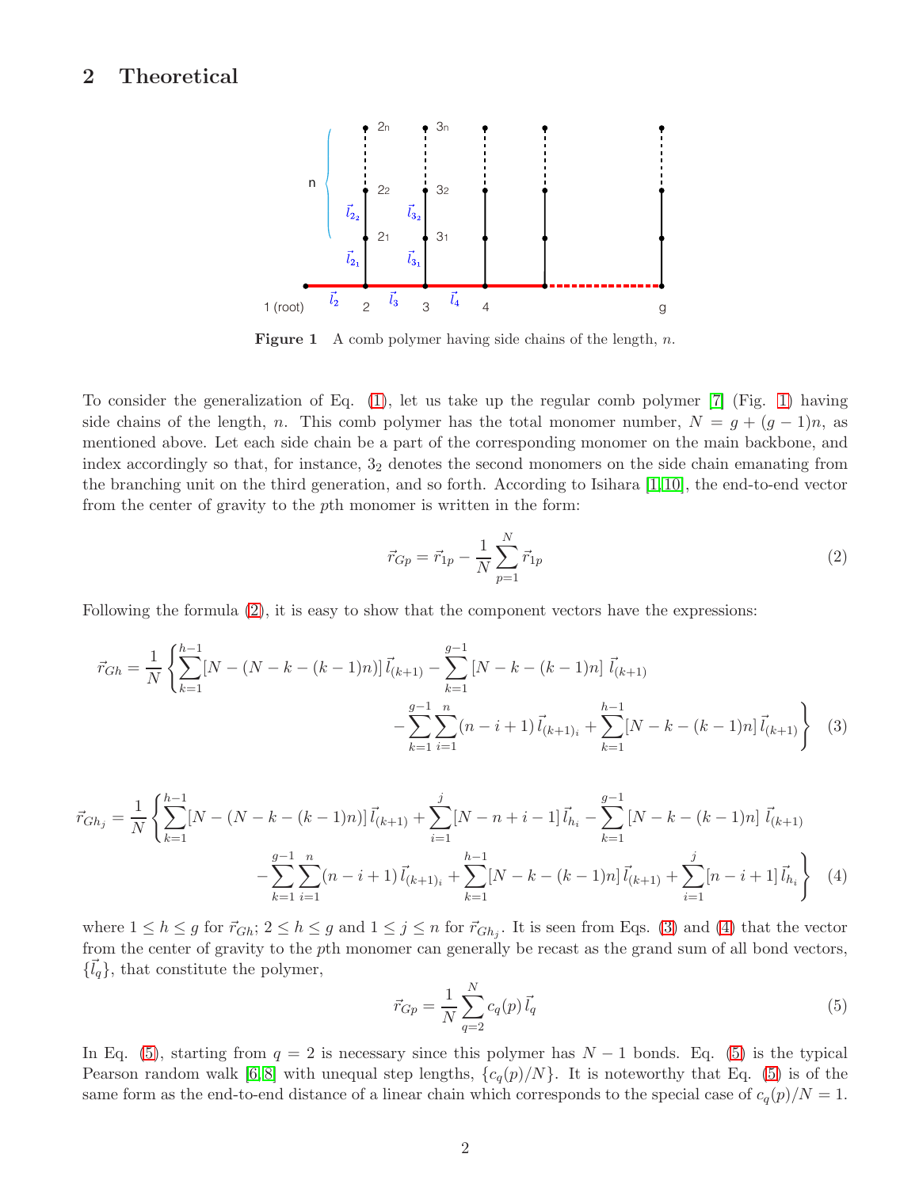## 2 Theoretical

**Figure 1** A comb polymer having side chains of the length, $n$.

To consider the generalization of Eq. (1), let us take up the regular comb polymer [7] (Fig. 1) having side chains of the length, $n$. This comb polymer has the total monomer number, $N = g + (g-1)n$, as mentioned above. Let each side chain be a part of the corresponding monomer on the main backbone, and index accordingly so that, for instance, $3_2$ denotes the second monomers on the side chain emanating from the branching unit on the third generation, and so forth. According to Isihara [1,10], the end-to-end vector from the center of gravity to the $p$th monomer is written in the form:

$$\vec{r}_{Gp} = \vec{r}_{1p} - \frac{1}{N}\sum_{p=1}^{N}\vec{r}_{1p} \tag{2}$$

Following the formula (2), it is easy to show that the component vectors have the expressions:

$$\begin{aligned}\vec{r}_{Gh} = \frac{1}{N}\Bigg\{&\sum_{k=1}^{h-1}[N-(N-k-(k-1)n)]\,\vec{l}_{(k+1)} - \sum_{k=1}^{g-1}[N-k-(k-1)n]\,\vec{l}_{(k+1)} \\ &-\sum_{k=1}^{g-1}\sum_{i=1}^{n}(n-i+1)\,\vec{l}_{(k+1)_i} + \sum_{k=1}^{h-1}[N-k-(k-1)n]\,\vec{l}_{(k+1)}\Bigg\}\end{aligned} \tag{3}$$

$$\begin{aligned}\vec{r}_{Gh_j} = \frac{1}{N}\Bigg\{&\sum_{k=1}^{h-1}[N-(N-k-(k-1)n)]\,\vec{l}_{(k+1)} + \sum_{i=1}^{j}[N-n+i-1]\,\vec{l}_{h_i} - \sum_{k=1}^{g-1}[N-k-(k-1)n]\,\vec{l}_{(k+1)} \\ &-\sum_{k=1}^{g-1}\sum_{i=1}^{n}(n-i+1)\,\vec{l}_{(k+1)_i} + \sum_{k=1}^{h-1}[N-k-(k-1)n]\,\vec{l}_{(k+1)} + \sum_{i=1}^{j}[n-i+1]\,\vec{l}_{h_i}\Bigg\}\end{aligned} \tag{4}$$

where $1 \le h \le g$ for $\vec{r}_{Gh}$; $2 \le h \le g$ and $1 \le j \le n$ for $\vec{r}_{Gh_j}$. It is seen from Eqs. (3) and (4) that the vector from the center of gravity to the $p$th monomer can generally be recast as the grand sum of all bond vectors, $\{\vec{l}_q\}$, that constitute the polymer,

$$\vec{r}_{Gp} = \frac{1}{N}\sum_{q=2}^{N} c_q(p)\,\vec{l}_q \tag{5}$$

In Eq. (5), starting from $q = 2$ is necessary since this polymer has $N-1$ bonds. Eq. (5) is the typical Pearson random walk [6,8] with unequal step lengths, $\{c_q(p)/N\}$. It is noteworthy that Eq. (5) is of the same form as the end-to-end distance of a linear chain which corresponds to the special case of $c_q(p)/N = 1$.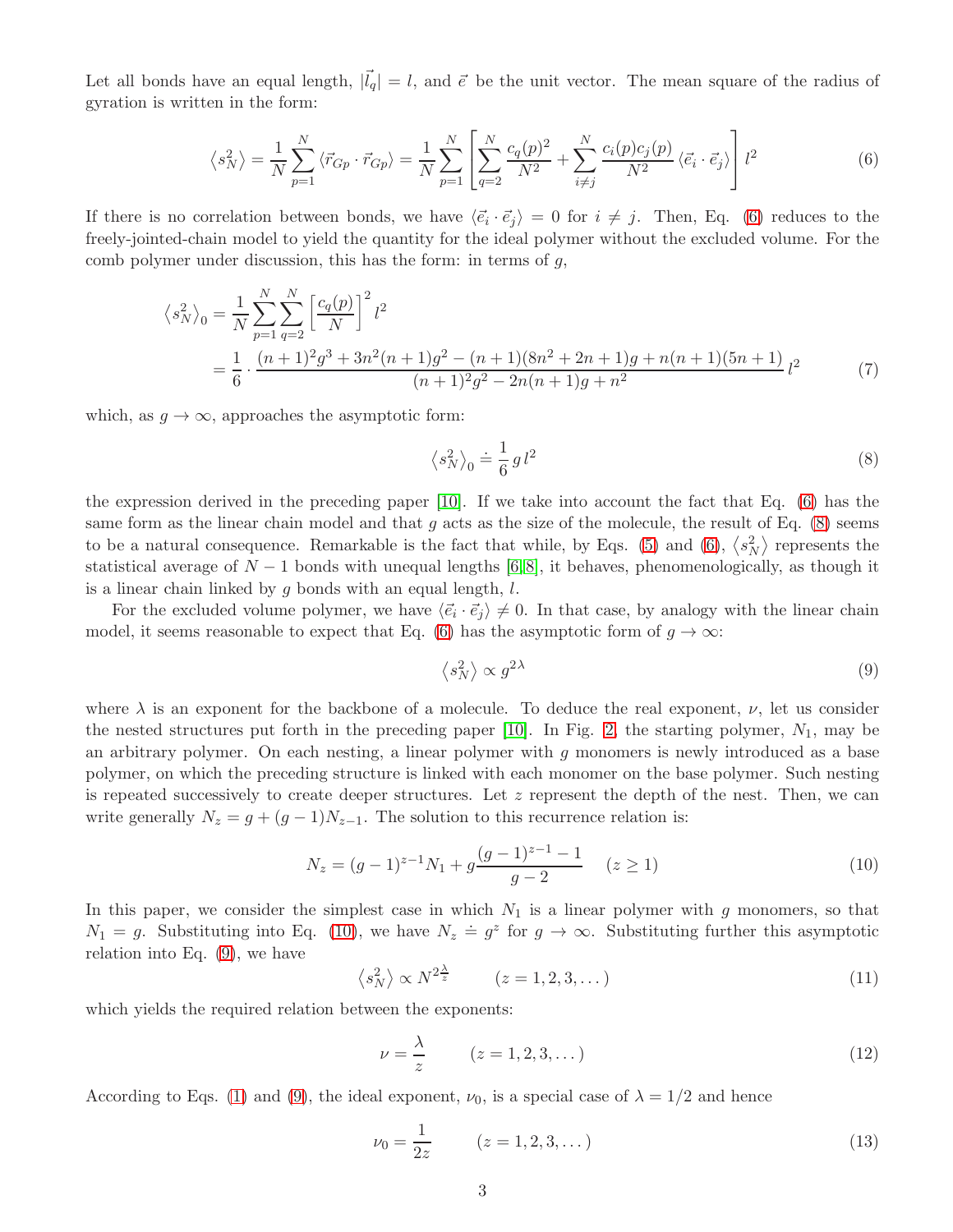Let all bonds have an equal length, $|\vec{l}_q| = l$, and $\vec{e}$ be the unit vector. The mean square of the radius of gyration is written in the form:

$$\left\langle s_N^2 \right\rangle = \frac{1}{N}\sum_{p=1}^{N} \left\langle \vec{r}_{Gp} \cdot \vec{r}_{Gp} \right\rangle = \frac{1}{N}\sum_{p=1}^{N} \left[ \sum_{q=2}^{N} \frac{c_q(p)^2}{N^2} + \sum_{i\neq j}^{N} \frac{c_i(p)c_j(p)}{N^2} \left\langle \vec{e}_i \cdot \vec{e}_j \right\rangle \right] l^2 \tag{6}$$

If there is no correlation between bonds, we have $\langle \vec{e}_i \cdot \vec{e}_j \rangle = 0$ for $i \neq j$. Then, Eq. (6) reduces to the freely-jointed-chain model to yield the quantity for the ideal polymer without the excluded volume. For the comb polymer under discussion, this has the form: in terms of $g$,

$$\begin{aligned}
\left\langle s_N^2 \right\rangle_0 &= \frac{1}{N}\sum_{p=1}^{N}\sum_{q=2}^{N} \left[ \frac{c_q(p)}{N} \right]^2 l^2 \\
&= \frac{1}{6} \cdot \frac{(n+1)^2 g^3 + 3n^2(n+1)g^2 - (n+1)(8n^2+2n+1)g + n(n+1)(5n+1)}{(n+1)^2 g^2 - 2n(n+1)g + n^2} \, l^2
\end{aligned} \tag{7}$$

which, as $g \to \infty$, approaches the asymptotic form:

$$\left\langle s_N^2 \right\rangle_0 \doteq \frac{1}{6}\, g\, l^2 \tag{8}$$

the expression derived in the preceding paper [10]. If we take into account the fact that Eq. (6) has the same form as the linear chain model and that $g$ acts as the size of the molecule, the result of Eq. (8) seems to be a natural consequence. Remarkable is the fact that while, by Eqs. (5) and (6), $\langle s_N^2 \rangle$ represents the statistical average of $N-1$ bonds with unequal lengths [6,8], it behaves, phenomenologically, as though it is a linear chain linked by $g$ bonds with an equal length, $l$.

For the excluded volume polymer, we have $\langle \vec{e}_i \cdot \vec{e}_j \rangle \neq 0$. In that case, by analogy with the linear chain model, it seems reasonable to expect that Eq. (6) has the asymptotic form of $g \to \infty$:

$$\left\langle s_N^2 \right\rangle \propto g^{2\lambda} \tag{9}$$

where $\lambda$ is an exponent for the backbone of a molecule. To deduce the real exponent, $\nu$, let us consider the nested structures put forth in the preceding paper [10]. In Fig. 2, the starting polymer, $N_1$, may be an arbitrary polymer. On each nesting, a linear polymer with $g$ monomers is newly introduced as a base polymer, on which the preceding structure is linked with each monomer on the base polymer. Such nesting is repeated successively to create deeper structures. Let $z$ represent the depth of the nest. Then, we can write generally $N_z = g + (g-1)N_{z-1}$. The solution to this recurrence relation is:

$$N_z = (g-1)^{z-1} N_1 + g\frac{(g-1)^{z-1} - 1}{g-2} \qquad (z \geq 1) \tag{10}$$

In this paper, we consider the simplest case in which $N_1$ is a linear polymer with $g$ monomers, so that $N_1 = g$. Substituting into Eq. (10), we have $N_z \doteq g^z$ for $g \to \infty$. Substituting further this asymptotic relation into Eq. (9), we have

$$\left\langle s_N^2 \right\rangle \propto N^{2\frac{\lambda}{z}} \qquad (z = 1, 2, 3, \dots) \tag{11}$$

which yields the required relation between the exponents:

$$\nu = \frac{\lambda}{z} \qquad (z = 1, 2, 3, \dots) \tag{12}$$

According to Eqs. (1) and (9), the ideal exponent, $\nu_0$, is a special case of $\lambda = 1/2$ and hence

$$\nu_0 = \frac{1}{2z} \qquad (z = 1, 2, 3, \dots) \tag{13}$$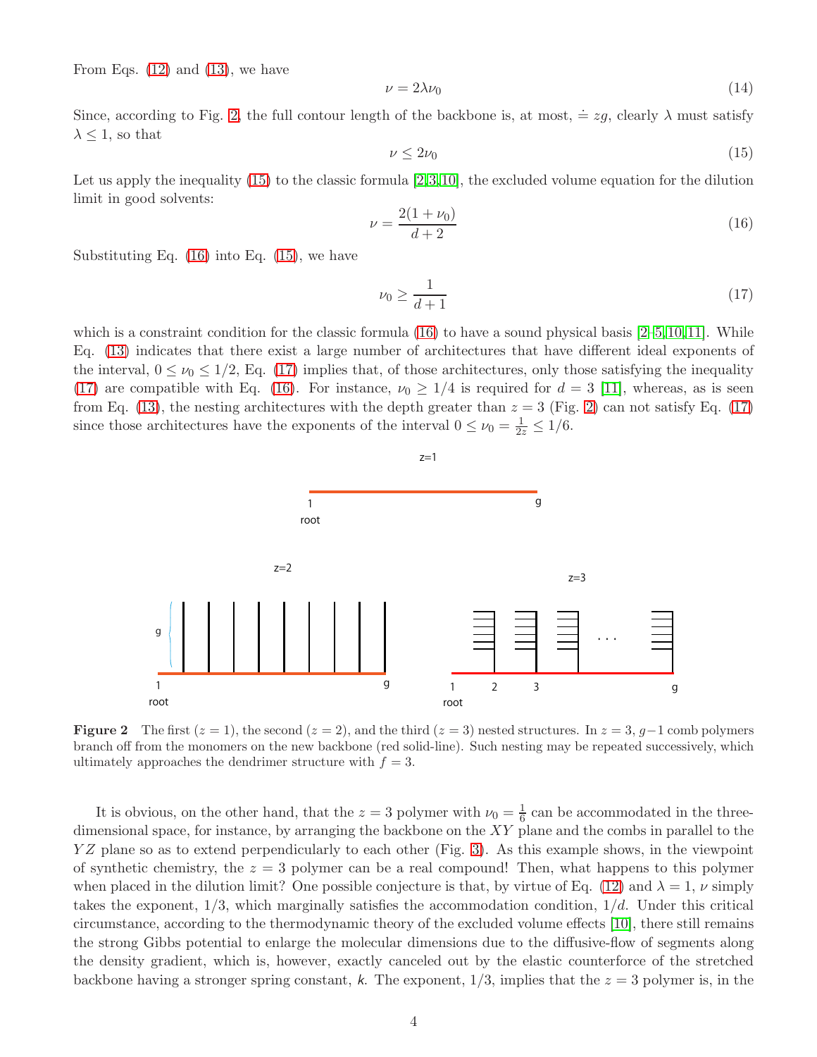From Eqs. (12) and (13), we have

$$\nu = 2\lambda\nu_0 \tag{14}$$

Since, according to Fig. 2, the full contour length of the backbone is, at most, $\doteq zg$, clearly $\lambda$ must satisfy $\lambda \leq 1$, so that

$$\nu \leq 2\nu_0 \tag{15}$$

Let us apply the inequality (15) to the classic formula [2,3,10], the excluded volume equation for the dilution limit in good solvents:

$$\nu = \frac{2(1+\nu_0)}{d+2} \tag{16}$$

Substituting Eq. (16) into Eq. (15), we have

$$\nu_0 \geq \frac{1}{d+1} \tag{17}$$

which is a constraint condition for the classic formula (16) to have a sound physical basis [2–5,10,11]. While Eq. (13) indicates that there exist a large number of architectures that have different ideal exponents of the interval, $0 \leq \nu_0 \leq 1/2$, Eq. (17) implies that, of those architectures, only those satisfying the inequality (17) are compatible with Eq. (16). For instance, $\nu_0 \geq 1/4$ is required for $d = 3$ [11], whereas, as is seen from Eq. (13), the nesting architectures with the depth greater than $z = 3$ (Fig. 2) can not satisfy Eq. (17) since those architectures have the exponents of the interval $0 \leq \nu_0 = \frac{1}{2z} \leq 1/6$.

**Figure 2** The first ($z = 1$), the second ($z = 2$), and the third ($z = 3$) nested structures. In $z = 3$, $g-1$ comb polymers branch off from the monomers on the new backbone (red solid-line). Such nesting may be repeated successively, which ultimately approaches the dendrimer structure with $f = 3$.

It is obvious, on the other hand, that the $z = 3$ polymer with $\nu_0 = \frac{1}{6}$ can be accommodated in the three-dimensional space, for instance, by arranging the backbone on the $XY$ plane and the combs in parallel to the $YZ$ plane so as to extend perpendicularly to each other (Fig. 3). As this example shows, in the viewpoint of synthetic chemistry, the $z = 3$ polymer can be a real compound! Then, what happens to this polymer when placed in the dilution limit? One possible conjecture is that, by virtue of Eq. (12) and $\lambda = 1$, $\nu$ simply takes the exponent, $1/3$, which marginally satisfies the accommodation condition, $1/d$. Under this critical circumstance, according to the thermodynamic theory of the excluded volume effects [10], there still remains the strong Gibbs potential to enlarge the molecular dimensions due to the diffusive-flow of segments along the density gradient, which is, however, exactly canceled out by the elastic counterforce of the stretched backbone having a stronger spring constant, $k$. The exponent, $1/3$, implies that the $z = 3$ polymer is, in the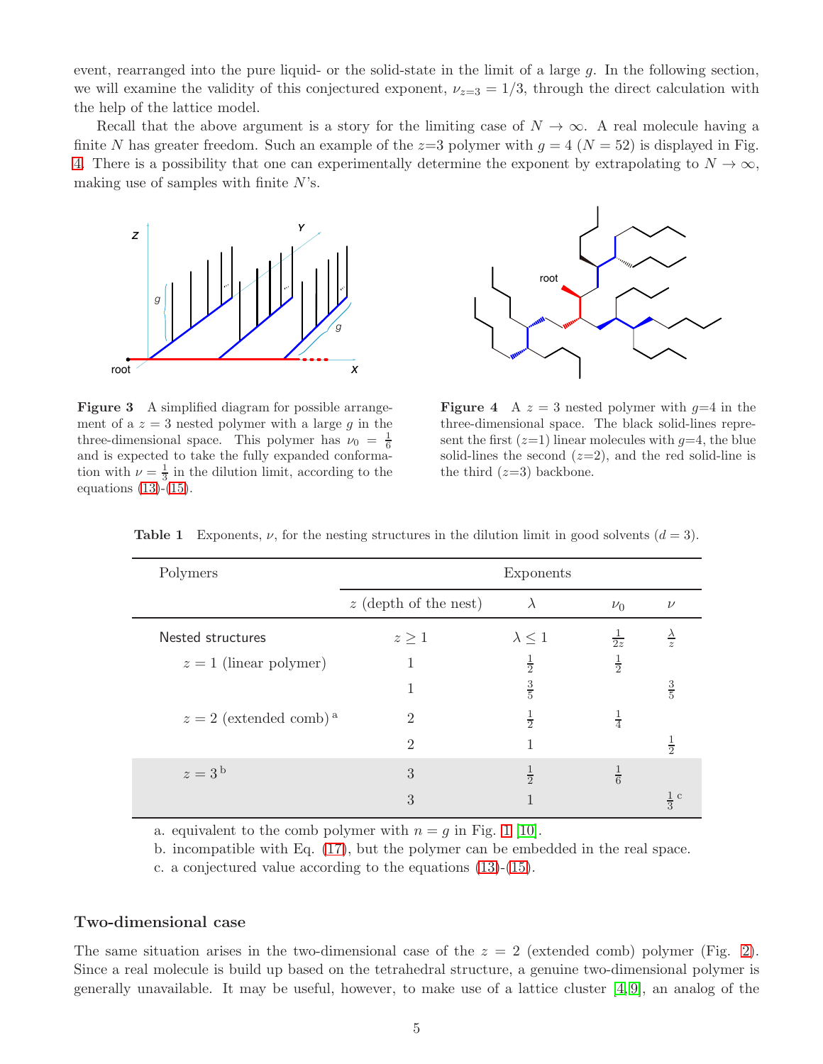event, rearranged into the pure liquid- or the solid-state in the limit of a large $g$. In the following section, we will examine the validity of this conjectured exponent, $\nu_{z=3} = 1/3$, through the direct calculation with the help of the lattice model.

Recall that the above argument is a story for the limiting case of $N \to \infty$. A real molecule having a finite $N$ has greater freedom. Such an example of the $z$=3 polymer with $g = 4$ ($N = 52$) is displayed in Fig. 4. There is a possibility that one can experimentally determine the exponent by extrapolating to $N \to \infty$, making use of samples with finite $N$'s.

**Figure 3** A simplified diagram for possible arrangement of a $z = 3$ nested polymer with a large $g$ in the three-dimensional space. This polymer has $\nu_0 = \frac{1}{6}$ and is expected to take the fully expanded conformation with $\nu = \frac{1}{3}$ in the dilution limit, according to the equations (13)-(15).

**Figure 4** A $z = 3$ nested polymer with $g$=4 in the three-dimensional space. The black solid-lines represent the first ($z$=1) linear molecules with $g$=4, the blue solid-lines the second ($z$=2), and the red solid-line is the third ($z$=3) backbone.

**Table 1** Exponents, $\nu$, for the nesting structures in the dilution limit in good solvents ($d = 3$).

| Polymers | Exponents | | | |
|---|---|---|---|---|
| | $z$ (depth of the nest) | $\lambda$ | $\nu_0$ | $\nu$ |
| Nested structures | $z \geq 1$ | $\lambda \leq 1$ | $\frac{1}{2z}$ | $\frac{\lambda}{z}$ |
| $z = 1$ (linear polymer) | 1 | $\frac{1}{2}$ | $\frac{1}{2}$ | |
| | 1 | $\frac{3}{5}$ | | $\frac{3}{5}$ |
| $z = 2$ (extended comb) [a] | 2 | $\frac{1}{2}$ | $\frac{1}{4}$ | |
| | 2 | 1 | | $\frac{1}{2}$ |
| $z = 3$ [b] | 3 | $\frac{1}{2}$ | $\frac{1}{6}$ | |
| | 3 | 1 | | $\frac{1}{3}$ [c] |

a. equivalent to the comb polymer with $n = g$ in Fig. 1 [10].
b. incompatible with Eq. (17), but the polymer can be embedded in the real space.
c. a conjectured value according to the equations (13)-(15).

## Two-dimensional case

The same situation arises in the two-dimensional case of the $z = 2$ (extended comb) polymer (Fig. 2). Since a real molecule is build up based on the tetrahedral structure, a genuine two-dimensional polymer is generally unavailable. It may be useful, however, to make use of a lattice cluster [4,9], an analog of the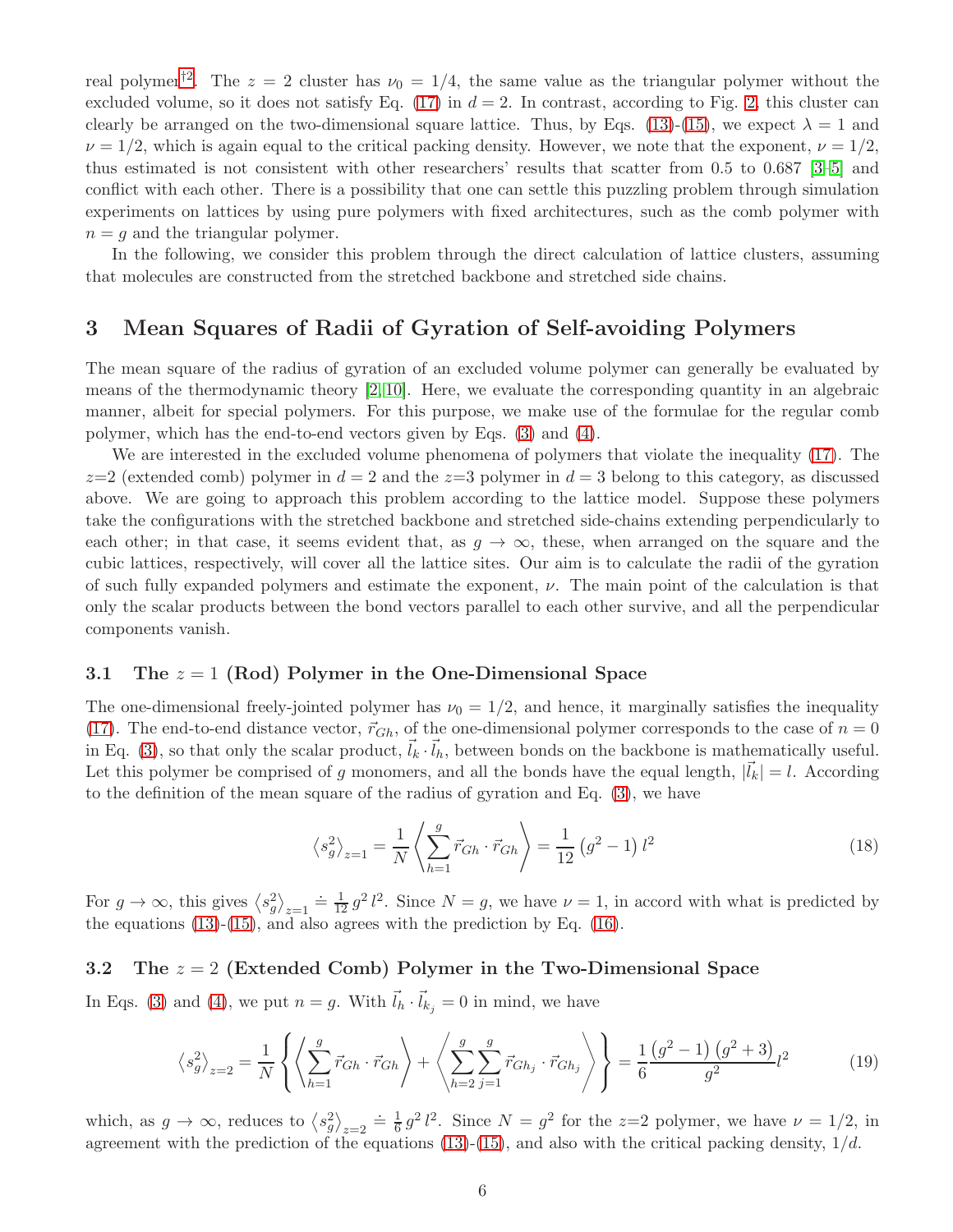real polymer[†2]. The $z = 2$ cluster has $\nu_0 = 1/4$, the same value as the triangular polymer without the excluded volume, so it does not satisfy Eq. (17) in $d = 2$. In contrast, according to Fig. 2, this cluster can clearly be arranged on the two-dimensional square lattice. Thus, by Eqs. (13)-(15), we expect $\lambda = 1$ and $\nu = 1/2$, which is again equal to the critical packing density. However, we note that the exponent, $\nu = 1/2$, thus estimated is not consistent with other researchers' results that scatter from 0.5 to 0.687 [3–5] and conflict with each other. There is a possibility that one can settle this puzzling problem through simulation experiments on lattices by using pure polymers with fixed architectures, such as the comb polymer with $n = g$ and the triangular polymer.

In the following, we consider this problem through the direct calculation of lattice clusters, assuming that molecules are constructed from the stretched backbone and stretched side chains.

## 3 Mean Squares of Radii of Gyration of Self-avoiding Polymers

The mean square of the radius of gyration of an excluded volume polymer can generally be evaluated by means of the thermodynamic theory [2,10]. Here, we evaluate the corresponding quantity in an algebraic manner, albeit for special polymers. For this purpose, we make use of the formulae for the regular comb polymer, which has the end-to-end vectors given by Eqs. (3) and (4).

We are interested in the excluded volume phenomena of polymers that violate the inequality (17). The $z$=2 (extended comb) polymer in $d = 2$ and the $z$=3 polymer in $d = 3$ belong to this category, as discussed above. We are going to approach this problem according to the lattice model. Suppose these polymers take the configurations with the stretched backbone and stretched side-chains extending perpendicularly to each other; in that case, it seems evident that, as $g \to \infty$, these, when arranged on the square and the cubic lattices, respectively, will cover all the lattice sites. Our aim is to calculate the radii of the gyration of such fully expanded polymers and estimate the exponent, $\nu$. The main point of the calculation is that only the scalar products between the bond vectors parallel to each other survive, and all the perpendicular components vanish.

### 3.1 The $z = 1$ (Rod) Polymer in the One-Dimensional Space

The one-dimensional freely-jointed polymer has $\nu_0 = 1/2$, and hence, it marginally satisfies the inequality (17). The end-to-end distance vector, $\vec{r}_{Gh}$, of the one-dimensional polymer corresponds to the case of $n = 0$ in Eq. (3), so that only the scalar product, $\vec{l}_k \cdot \vec{l}_h$, between bonds on the backbone is mathematically useful. Let this polymer be comprised of $g$ monomers, and all the bonds have the equal length, $|\vec{l}_k| = l$. According to the definition of the mean square of the radius of gyration and Eq. (3), we have

$$\left\langle s_g^2 \right\rangle_{z=1} = \frac{1}{N} \left\langle \sum_{h=1}^{g} \vec{r}_{Gh} \cdot \vec{r}_{Gh} \right\rangle = \frac{1}{12} \left( g^2 - 1 \right) l^2 \tag{18}$$

For $g \to \infty$, this gives $\left\langle s_g^2 \right\rangle_{z=1} \doteq \frac{1}{12}\, g^2\, l^2$. Since $N = g$, we have $\nu = 1$, in accord with what is predicted by the equations (13)-(15), and also agrees with the prediction by Eq. (16).

### 3.2 The $z = 2$ (Extended Comb) Polymer in the Two-Dimensional Space

In Eqs. (3) and (4), we put $n = g$. With $\vec{l}_h \cdot \vec{l}_{k_j} = 0$ in mind, we have

$$\left\langle s_g^2 \right\rangle_{z=2} = \frac{1}{N} \left\{ \left\langle \sum_{h=1}^{g} \vec{r}_{Gh} \cdot \vec{r}_{Gh} \right\rangle + \left\langle \sum_{h=2}^{g} \sum_{j=1}^{g} \vec{r}_{Gh_j} \cdot \vec{r}_{Gh_j} \right\rangle \right\} = \frac{1}{6} \frac{\left( g^2 - 1 \right) \left( g^2 + 3 \right)}{g^2} l^2 \tag{19}$$

which, as $g \to \infty$, reduces to $\left\langle s_g^2 \right\rangle_{z=2} \doteq \frac{1}{6}\, g^2\, l^2$. Since $N = g^2$ for the $z$=2 polymer, we have $\nu = 1/2$, in agreement with the prediction of the equations (13)-(15), and also with the critical packing density, $1/d$.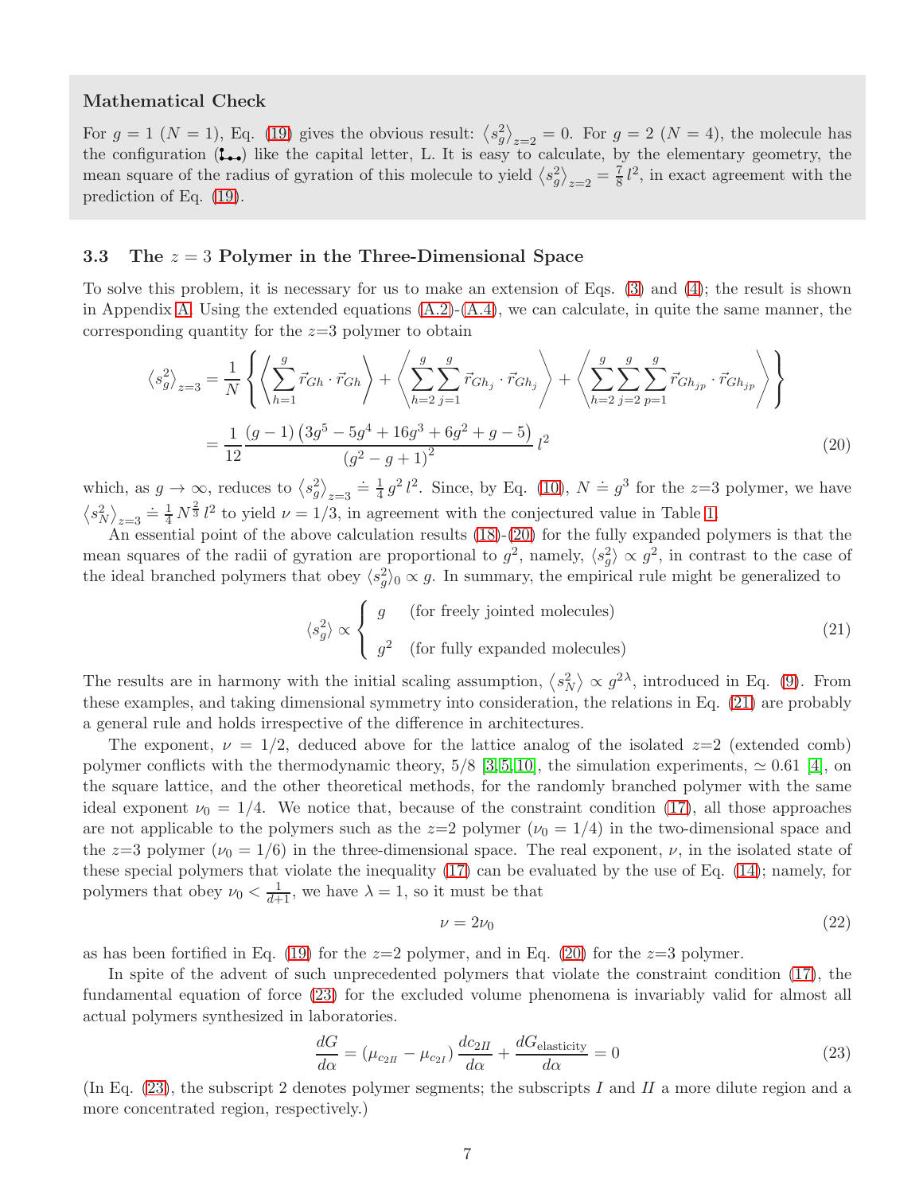**Mathematical Check**

For $g = 1$ ($N = 1$), Eq. (19) gives the obvious result: $\left\langle s_g^2 \right\rangle_{z=2} = 0$. For $g = 2$ ($N = 4$), the molecule has the configuration (┗••) like the capital letter, L. It is easy to calculate, by the elementary geometry, the mean square of the radius of gyration of this molecule to yield $\left\langle s_g^2 \right\rangle_{z=2} = \frac{7}{8} l^2$, in exact agreement with the prediction of Eq. (19).

### 3.3 The $z = 3$ Polymer in the Three-Dimensional Space

To solve this problem, it is necessary for us to make an extension of Eqs. (3) and (4); the result is shown in Appendix A. Using the extended equations (A.2)-(A.4), we can calculate, in quite the same manner, the corresponding quantity for the $z$=3 polymer to obtain

$$
\begin{aligned}
\left\langle s_g^2 \right\rangle_{z=3} &= \frac{1}{N} \left\{ \left\langle \sum_{h=1}^{g} \vec{r}_{Gh} \cdot \vec{r}_{Gh} \right\rangle + \left\langle \sum_{h=2}^{g} \sum_{j=1}^{g} \vec{r}_{Gh_j} \cdot \vec{r}_{Gh_j} \right\rangle + \left\langle \sum_{h=2}^{g} \sum_{j=2}^{g} \sum_{p=1}^{g} \vec{r}_{Gh_{jp}} \cdot \vec{r}_{Gh_{jp}} \right\rangle \right\} \\
&= \frac{1}{12} \frac{(g-1)\left(3g^5 - 5g^4 + 16g^3 + 6g^2 + g - 5\right)}{\left(g^2 - g + 1\right)^2} l^2
\end{aligned}
\tag{20}
$$

which, as $g \to \infty$, reduces to $\left\langle s_g^2 \right\rangle_{z=3} \doteq \frac{1}{4} g^2 l^2$. Since, by Eq. (10), $N \doteq g^3$ for the $z$=3 polymer, we have $\left\langle s_N^2 \right\rangle_{z=3} \doteq \frac{1}{4} N^{\frac{2}{3}} l^2$ to yield $\nu = 1/3$, in agreement with the conjectured value in Table 1.

An essential point of the above calculation results (18)-(20) for the fully expanded polymers is that the mean squares of the radii of gyration are proportional to $g^2$, namely, $\langle s_g^2 \rangle \propto g^2$, in contrast to the case of the ideal branched polymers that obey $\langle s_g^2 \rangle_0 \propto g$. In summary, the empirical rule might be generalized to

$$
\langle s_g^2 \rangle \propto \begin{cases} g & \text{(for freely jointed molecules)} \\ g^2 & \text{(for fully expanded molecules)} \end{cases}
\tag{21}
$$

The results are in harmony with the initial scaling assumption, $\left\langle s_N^2 \right\rangle \propto g^{2\lambda}$, introduced in Eq. (9). From these examples, and taking dimensional symmetry into consideration, the relations in Eq. (21) are probably a general rule and holds irrespective of the difference in architectures.

The exponent, $\nu = 1/2$, deduced above for the lattice analog of the isolated $z$=2 (extended comb) polymer conflicts with the thermodynamic theory, 5/8 [3,5,10], the simulation experiments, $\simeq 0.61$ [4], on the square lattice, and the other theoretical methods, for the randomly branched polymer with the same ideal exponent $\nu_0 = 1/4$. We notice that, because of the constraint condition (17), all those approaches are not applicable to the polymers such as the $z$=2 polymer ($\nu_0 = 1/4$) in the two-dimensional space and the $z$=3 polymer ($\nu_0 = 1/6$) in the three-dimensional space. The real exponent, $\nu$, in the isolated state of these special polymers that violate the inequality (17) can be evaluated by the use of Eq. (14); namely, for polymers that obey $\nu_0 < \frac{1}{d+1}$, we have $\lambda = 1$, so it must be that

$$
\nu = 2\nu_0
\tag{22}
$$

as has been fortified in Eq. (19) for the $z$=2 polymer, and in Eq. (20) for the $z$=3 polymer.

In spite of the advent of such unprecedented polymers that violate the constraint condition (17), the fundamental equation of force (23) for the excluded volume phenomena is invariably valid for almost all actual polymers synthesized in laboratories.

$$
\frac{dG}{d\alpha} = \left(\mu_{c_{2II}} - \mu_{c_{2I}}\right) \frac{dc_{2II}}{d\alpha} + \frac{dG_{\text{elasticity}}}{d\alpha} = 0
\tag{23}
$$

(In Eq. (23), the subscript 2 denotes polymer segments; the subscripts $I$ and $II$ a more dilute region and a more concentrated region, respectively.)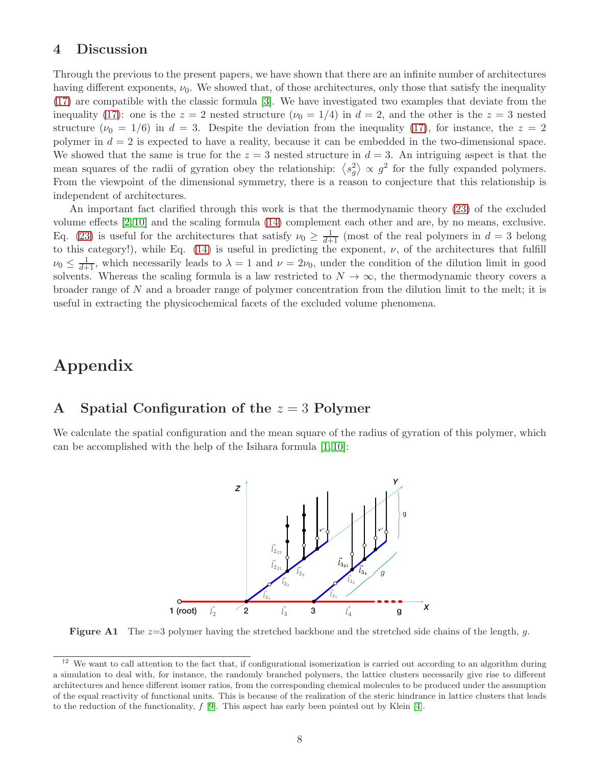## 4 Discussion

Through the previous to the present papers, we have shown that there are an infinite number of architectures having different exponents, $\nu_0$. We showed that, of those architectures, only those that satisfy the inequality (17) are compatible with the classic formula [3]. We have investigated two examples that deviate from the inequality (17): one is the $z = 2$ nested structure ($\nu_0 = 1/4$) in $d = 2$, and the other is the $z = 3$ nested structure ($\nu_0 = 1/6$) in $d = 3$. Despite the deviation from the inequality (17), for instance, the $z = 2$ polymer in $d = 2$ is expected to have a reality, because it can be embedded in the two-dimensional space. We showed that the same is true for the $z = 3$ nested structure in $d = 3$. An intriguing aspect is that the mean squares of the radii of gyration obey the relationship: $\langle s_g^2 \rangle \propto g^2$ for the fully expanded polymers. From the viewpoint of the dimensional symmetry, there is a reason to conjecture that this relationship is independent of architectures.

An important fact clarified through this work is that the thermodynamic theory (23) of the excluded volume effects [2,10] and the scaling formula (14) complement each other and are, by no means, exclusive. Eq. (23) is useful for the architectures that satisfy $\nu_0 \geq \frac{1}{d+1}$ (most of the real polymers in $d = 3$ belong to this category!), while Eq. (14) is useful in predicting the exponent, $\nu$, of the architectures that fulfill $\nu_0 \leq \frac{1}{d+1}$, which necessarily leads to $\lambda = 1$ and $\nu = 2\nu_0$, under the condition of the dilution limit in good solvents. Whereas the scaling formula is a law restricted to $N \to \infty$, the thermodynamic theory covers a broader range of $N$ and a broader range of polymer concentration from the dilution limit to the melt; it is useful in extracting the physicochemical facets of the excluded volume phenomena.

# Appendix

## A Spatial Configuration of the $z = 3$ Polymer

We calculate the spatial configuration and the mean square of the radius of gyration of this polymer, which can be accomplished with the help of the Isihara formula [1,10]:

**Figure A1** The $z$=3 polymer having the stretched backbone and the stretched side chains of the length, $g$.

---

[†2] We want to call attention to the fact that, if configurational isomerization is carried out according to an algorithm during a simulation to deal with, for instance, the randomly branched polymers, the lattice clusters necessarily give rise to different architectures and hence different isomer ratios, from the corresponding chemical molecules to be produced under the assumption of the equal reactivity of functional units. This is because of the realization of the steric hindrance in lattice clusters that leads to the reduction of the functionality, $f$ [9]. This aspect has early been pointed out by Klein [4].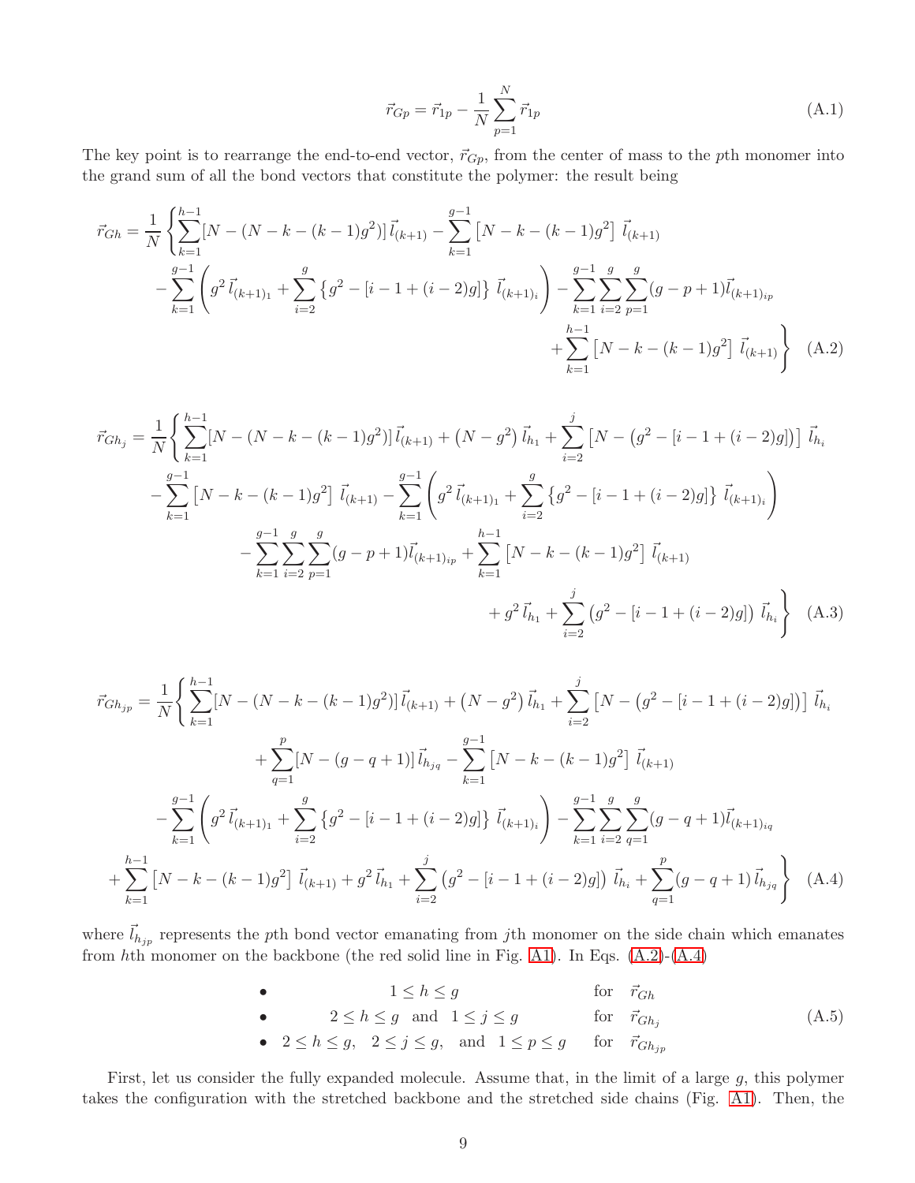$$
\vec{r}_{Gp} = \vec{r}_{1p} - \frac{1}{N}\sum_{p=1}^{N} \vec{r}_{1p} \tag{A.1}
$$

The key point is to rearrange the end-to-end vector, $\vec{r}_{Gp}$, from the center of mass to the $p$th monomer into the grand sum of all the bond vectors that constitute the polymer: the result being

$$
\begin{aligned}
\vec{r}_{Gh} = \frac{1}{N}\Bigg\{ &\sum_{k=1}^{h-1}[N-(N-k-(k-1)g^2)]\,\vec{l}_{(k+1)} - \sum_{k=1}^{g-1}\left[N-k-(k-1)g^2\right]\,\vec{l}_{(k+1)} \\
&- \sum_{k=1}^{g-1}\left( g^2\,\vec{l}_{(k+1)_1} + \sum_{i=2}^{g}\left\{g^2 - [i-1+(i-2)g]\right\}\,\vec{l}_{(k+1)_i} \right) - \sum_{k=1}^{g-1}\sum_{i=2}^{g}\sum_{p=1}^{g}(g-p+1)\vec{l}_{(k+1)_{ip}} \\
&+ \sum_{k=1}^{h-1}\left[N-k-(k-1)g^2\right]\,\vec{l}_{(k+1)} \Bigg\}
\end{aligned} \tag{A.2}
$$

$$
\begin{aligned}
\vec{r}_{Gh_j} = \frac{1}{N}\Bigg\{ &\sum_{k=1}^{h-1}[N-(N-k-(k-1)g^2)]\,\vec{l}_{(k+1)} + \left(N-g^2\right)\vec{l}_{h_1} + \sum_{i=2}^{j}\left[N-\left(g^2-[i-1+(i-2)g]\right)\right]\,\vec{l}_{h_i} \\
&- \sum_{k=1}^{g-1}\left[N-k-(k-1)g^2\right]\,\vec{l}_{(k+1)} - \sum_{k=1}^{g-1}\left( g^2\,\vec{l}_{(k+1)_1} + \sum_{i=2}^{g}\left\{g^2 - [i-1+(i-2)g]\right\}\,\vec{l}_{(k+1)_i} \right) \\
&- \sum_{k=1}^{g-1}\sum_{i=2}^{g}\sum_{p=1}^{g}(g-p+1)\vec{l}_{(k+1)_{ip}} + \sum_{k=1}^{h-1}\left[N-k-(k-1)g^2\right]\,\vec{l}_{(k+1)} \\
&+ g^2\,\vec{l}_{h_1} + \sum_{i=2}^{j}\left(g^2-[i-1+(i-2)g]\right)\,\vec{l}_{h_i} \Bigg\}
\end{aligned} \tag{A.3}
$$

$$
\begin{aligned}
\vec{r}_{Gh_{jp}} = \frac{1}{N}\Bigg\{ &\sum_{k=1}^{h-1}[N-(N-k-(k-1)g^2)]\,\vec{l}_{(k+1)} + \left(N-g^2\right)\vec{l}_{h_1} + \sum_{i=2}^{j}\left[N-\left(g^2-[i-1+(i-2)g]\right)\right]\,\vec{l}_{h_i} \\
&+ \sum_{q=1}^{p}[N-(g-q+1)]\,\vec{l}_{h_{jq}} - \sum_{k=1}^{g-1}\left[N-k-(k-1)g^2\right]\,\vec{l}_{(k+1)} \\
&- \sum_{k=1}^{g-1}\left( g^2\,\vec{l}_{(k+1)_1} + \sum_{i=2}^{g}\left\{g^2 - [i-1+(i-2)g]\right\}\,\vec{l}_{(k+1)_i} \right) - \sum_{k=1}^{g-1}\sum_{i=2}^{g}\sum_{q=1}^{g}(g-q+1)\vec{l}_{(k+1)_{iq}} \\
&+ \sum_{k=1}^{h-1}\left[N-k-(k-1)g^2\right]\,\vec{l}_{(k+1)} + g^2\,\vec{l}_{h_1} + \sum_{i=2}^{j}\left(g^2-[i-1+(i-2)g]\right)\,\vec{l}_{h_i} + \sum_{q=1}^{p}(g-q+1)\,\vec{l}_{h_{jq}} \Bigg\}
\end{aligned} \tag{A.4}
$$

where $\vec{l}_{h_{jp}}$ represents the $p$th bond vector emanating from $j$th monomer on the side chain which emanates from $h$th monomer on the backbone (the red solid line in Fig. A1). In Eqs. (A.2)-(A.4)

$$
\begin{aligned}
&\bullet \quad 1 \le h \le g && \text{for} \quad \vec{r}_{Gh} \\
&\bullet \quad 2 \le h \le g \ \ \text{and} \ \ 1 \le j \le g && \text{for} \quad \vec{r}_{Gh_j} \\
&\bullet \quad 2 \le h \le g, \ \ 2 \le j \le g, \ \ \text{and} \ \ 1 \le p \le g && \text{for} \quad \vec{r}_{Gh_{jp}}
\end{aligned} \tag{A.5}
$$

First, let us consider the fully expanded molecule. Assume that, in the limit of a large $g$, this polymer takes the configuration with the stretched backbone and the stretched side chains (Fig. A1). Then, the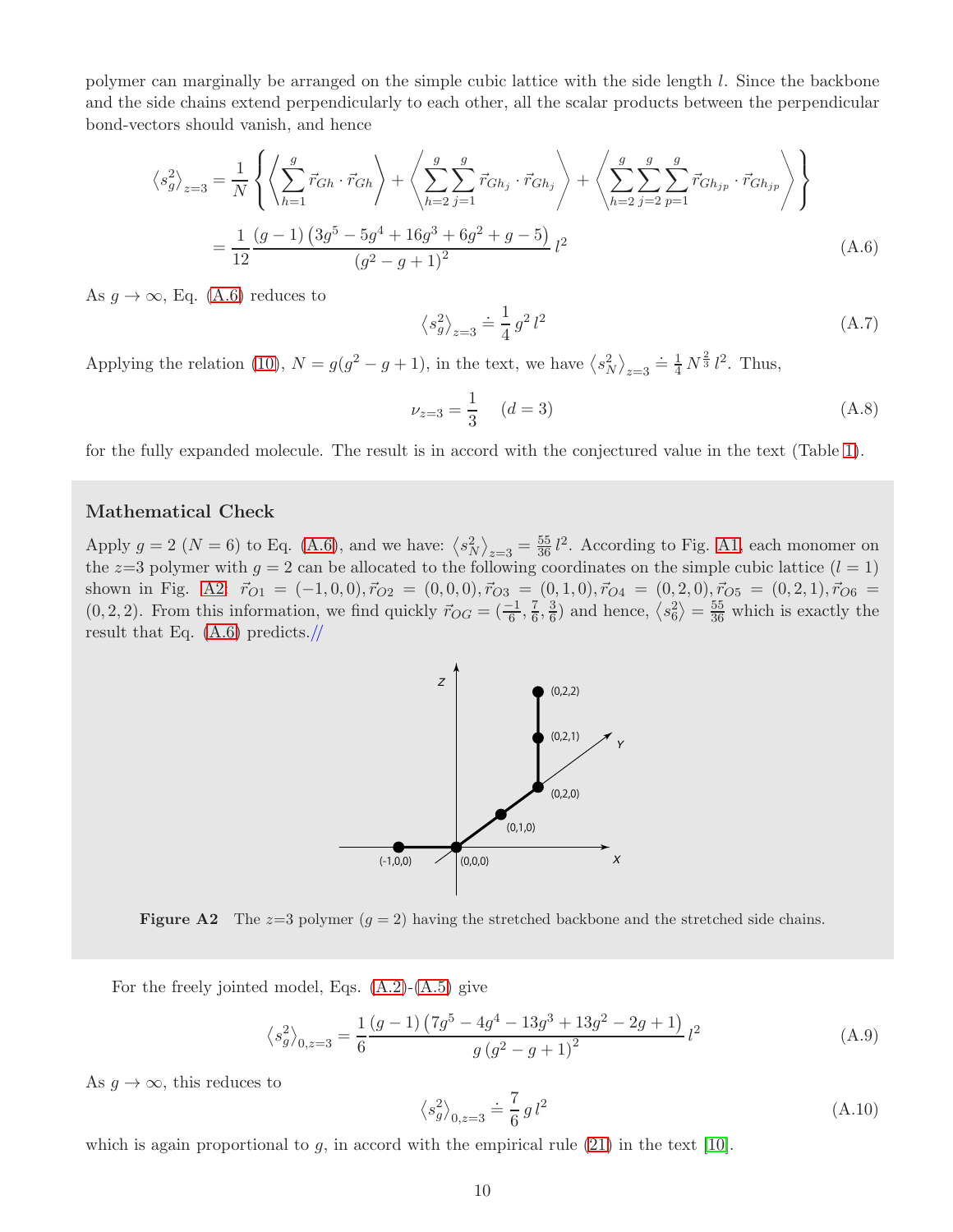polymer can marginally be arranged on the simple cubic lattice with the side length $l$. Since the backbone and the side chains extend perpendicularly to each other, all the scalar products between the perpendicular bond-vectors should vanish, and hence

$$\left\langle s_g^2\right\rangle_{z=3} = \frac{1}{N}\left\{\left\langle\sum_{h=1}^{g}\vec{r}_{Gh}\cdot\vec{r}_{Gh}\right\rangle + \left\langle\sum_{h=2}^{g}\sum_{j=1}^{g}\vec{r}_{Gh_j}\cdot\vec{r}_{Gh_j}\right\rangle + \left\langle\sum_{h=2}^{g}\sum_{j=2}^{g}\sum_{p=1}^{g}\vec{r}_{Gh_{jp}}\cdot\vec{r}_{Gh_{jp}}\right\rangle\right\}$$
$$= \frac{1}{12}\frac{(g-1)\left(3g^5-5g^4+16g^3+6g^2+g-5\right)}{\left(g^2-g+1\right)^2}\,l^2 \tag{A.6}$$

As $g\to\infty$, Eq. (A.6) reduces to

$$\left\langle s_g^2\right\rangle_{z=3} \doteq \frac{1}{4}\,g^2\,l^2 \tag{A.7}$$

Applying the relation (10), $N = g(g^2-g+1)$, in the text, we have $\left\langle s_N^2\right\rangle_{z=3} \doteq \frac{1}{4}\,N^{\frac{2}{3}}\,l^2$. Thus,

$$\nu_{z=3} = \frac{1}{3} \quad (d=3) \tag{A.8}$$

for the fully expanded molecule. The result is in accord with the conjectured value in the text (Table 1).

### Mathematical Check

Apply $g=2$ ($N=6$) to Eq. (A.6), and we have: $\left\langle s_N^2\right\rangle_{z=3} = \frac{55}{36}\,l^2$. According to Fig. A1, each monomer on the $z$=3 polymer with $g=2$ can be allocated to the following coordinates on the simple cubic lattice ($l=1$) shown in Fig. A2, $\vec{r}_{O1}=(-1,0,0), \vec{r}_{O2}=(0,0,0), \vec{r}_{O3}=(0,1,0), \vec{r}_{O4}=(0,2,0), \vec{r}_{O5}=(0,2,1), \vec{r}_{O6}=(0,2,2)$. From this information, we find quickly $\vec{r}_{OG}=(\frac{-1}{6},\frac{7}{6},\frac{3}{6})$ and hence, $\left\langle s_6^2\right\rangle = \frac{55}{36}$ which is exactly the result that Eq. (A.6) predicts.//

**Figure A2** The $z$=3 polymer ($g=2$) having the stretched backbone and the stretched side chains.

For the freely jointed model, Eqs. (A.2)-(A.5) give

$$\left\langle s_g^2\right\rangle_{0,z=3} = \frac{1}{6}\frac{(g-1)\left(7g^5-4g^4-13g^3+13g^2-2g+1\right)}{g\left(g^2-g+1\right)^2}\,l^2 \tag{A.9}$$

As $g\to\infty$, this reduces to

$$\left\langle s_g^2\right\rangle_{0,z=3} \doteq \frac{7}{6}\,g\,l^2 \tag{A.10}$$

which is again proportional to $g$, in accord with the empirical rule (21) in the text [10].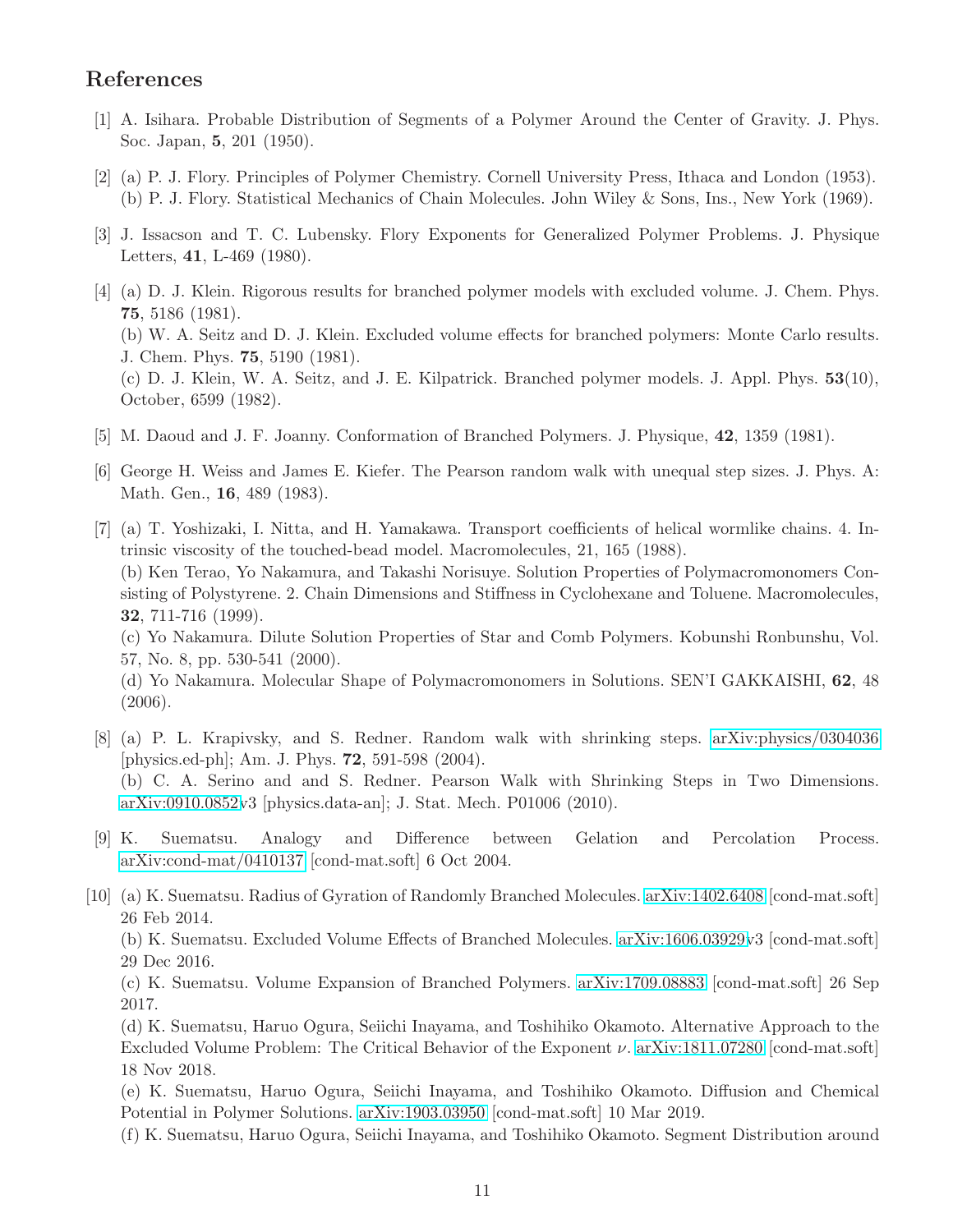## References

[1] A. Isihara. Probable Distribution of Segments of a Polymer Around the Center of Gravity. J. Phys. Soc. Japan, **5**, 201 (1950).

[2] (a) P. J. Flory. Principles of Polymer Chemistry. Cornell University Press, Ithaca and London (1953).
(b) P. J. Flory. Statistical Mechanics of Chain Molecules. John Wiley & Sons, Ins., New York (1969).

[3] J. Issacson and T. C. Lubensky. Flory Exponents for Generalized Polymer Problems. J. Physique Letters, **41**, L-469 (1980).

[4] (a) D. J. Klein. Rigorous results for branched polymer models with excluded volume. J. Chem. Phys. **75**, 5186 (1981).
(b) W. A. Seitz and D. J. Klein. Excluded volume effects for branched polymers: Monte Carlo results. J. Chem. Phys. **75**, 5190 (1981).
(c) D. J. Klein, W. A. Seitz, and J. E. Kilpatrick. Branched polymer models. J. Appl. Phys. **53**(10), October, 6599 (1982).

[5] M. Daoud and J. F. Joanny. Conformation of Branched Polymers. J. Physique, **42**, 1359 (1981).

[6] George H. Weiss and James E. Kiefer. The Pearson random walk with unequal step sizes. J. Phys. A: Math. Gen., **16**, 489 (1983).

[7] (a) T. Yoshizaki, I. Nitta, and H. Yamakawa. Transport coefficients of helical wormlike chains. 4. Intrinsic viscosity of the touched-bead model. Macromolecules, 21, 165 (1988).
(b) Ken Terao, Yo Nakamura, and Takashi Norisuye. Solution Properties of Polymacromonomers Consisting of Polystyrene. 2. Chain Dimensions and Stiffness in Cyclohexane and Toluene. Macromolecules, **32**, 711-716 (1999).
(c) Yo Nakamura. Dilute Solution Properties of Star and Comb Polymers. Kobunshi Ronbunshu, Vol. 57, No. 8, pp. 530-541 (2000).
(d) Yo Nakamura. Molecular Shape of Polymacromonomers in Solutions. SEN'I GAKKAISHI, **62**, 48 (2006).

[8] (a) P. L. Krapivsky, and S. Redner. Random walk with shrinking steps. arXiv:physics/0304036 [physics.ed-ph]; Am. J. Phys. **72**, 591-598 (2004).
(b) C. A. Serino and and S. Redner. Pearson Walk with Shrinking Steps in Two Dimensions. arXiv:0910.0852v3 [physics.data-an]; J. Stat. Mech. P01006 (2010).

[9] K. Suematsu. Analogy and Difference between Gelation and Percolation Process. arXiv:cond-mat/0410137 [cond-mat.soft] 6 Oct 2004.

[10] (a) K. Suematsu. Radius of Gyration of Randomly Branched Molecules. arXiv:1402.6408 [cond-mat.soft] 26 Feb 2014.
(b) K. Suematsu. Excluded Volume Effects of Branched Molecules. arXiv:1606.03929v3 [cond-mat.soft] 29 Dec 2016.
(c) K. Suematsu. Volume Expansion of Branched Polymers. arXiv:1709.08883 [cond-mat.soft] 26 Sep 2017.
(d) K. Suematsu, Haruo Ogura, Seiichi Inayama, and Toshihiko Okamoto. Alternative Approach to the Excluded Volume Problem: The Critical Behavior of the Exponent $\nu$. arXiv:1811.07280 [cond-mat.soft] 18 Nov 2018.
(e) K. Suematsu, Haruo Ogura, Seiichi Inayama, and Toshihiko Okamoto. Diffusion and Chemical Potential in Polymer Solutions. arXiv:1903.03950 [cond-mat.soft] 10 Mar 2019.
(f) K. Suematsu, Haruo Ogura, Seiichi Inayama, and Toshihiko Okamoto. Segment Distribution around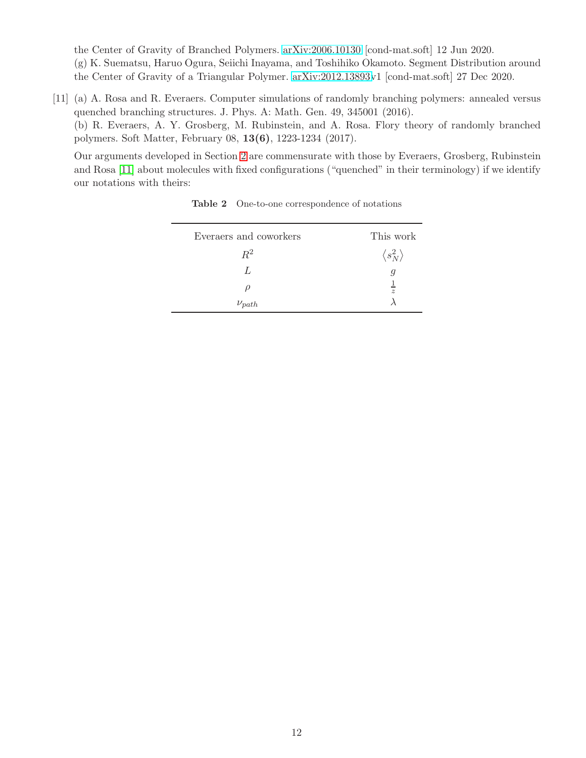the Center of Gravity of Branched Polymers. arXiv:2006.10130 [cond-mat.soft] 12 Jun 2020.
(g) K. Suematsu, Haruo Ogura, Seiichi Inayama, and Toshihiko Okamoto. Segment Distribution around the Center of Gravity of a Triangular Polymer. arXiv:2012.13893v1 [cond-mat.soft] 27 Dec 2020.

[11] (a) A. Rosa and R. Everaers. Computer simulations of randomly branching polymers: annealed versus quenched branching structures. J. Phys. A: Math. Gen. 49, 345001 (2016).
(b) R. Everaers, A. Y. Grosberg, M. Rubinstein, and A. Rosa. Flory theory of randomly branched polymers. Soft Matter, February 08, **13(6)**, 1223-1234 (2017).

Our arguments developed in Section 2 are commensurate with those by Everaers, Grosberg, Rubinstein and Rosa [11] about molecules with fixed configurations ("quenched" in their terminology) if we identify our notations with theirs:

**Table 2** One-to-one correspondence of notations

| Everaers and coworkers | This work |
|---|---|
| $R^2$ | $\langle s_N^2 \rangle$ |
| $L$ | $g$ |
| $\rho$ | $\frac{1}{z}$ |
| $\nu_{path}$ | $\lambda$ |